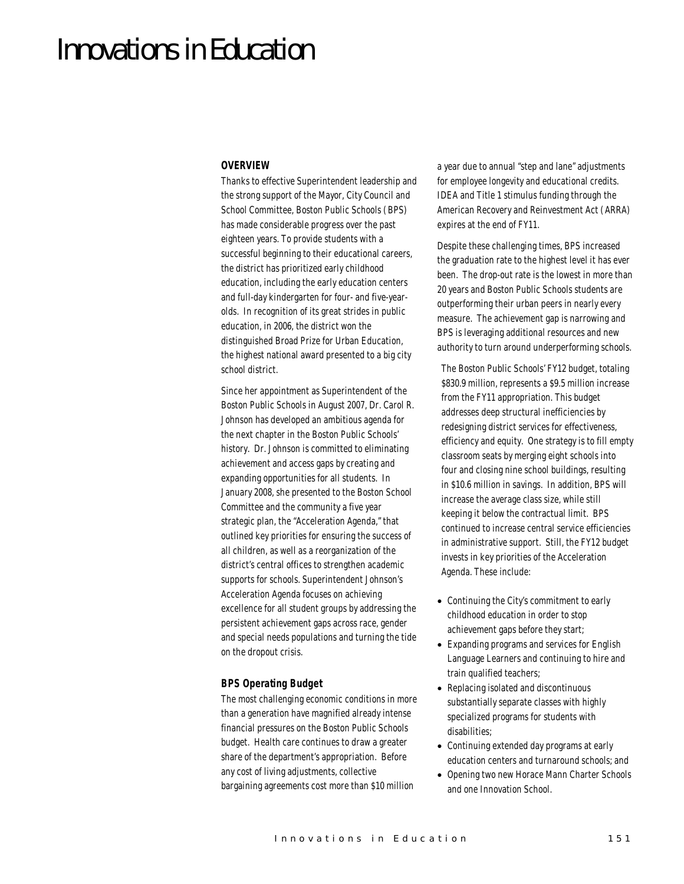# Innovations in Education

### OVERVIEW

Thanks to effective Superintendent leadership and the strong support of the Mayor, City Council and School Committee, Boston Public Schools (BPS) has made considerable progress over the past eighteen years. To provide students with a successful beginning to their educational careers, the district has prioritized early childhood education, including the early education centers and full-day kindergarten for four- and five-year-olds. In recognition of its great strides in public education, in 2006, the district won the distinguished Broad Prize for Urban Education, the highest national award presented to a big city school district.

Since her appointment as Superintendent of the Boston Public Schools in August 2007, Dr. Carol R. Johnson has developed an ambitious agenda for the next chapter in the Boston Public Schools' history. Dr. Johnson is committed to eliminating achievement and access gaps by creating and expanding opportunities for all students. In January 2008, she presented to the Boston School Committee and the community a five year strategic plan, the "Acceleration Agenda," that outlined key priorities for ensuring the success of all children, as well as a reorganization of the district's central offices to strengthen academic supports for schools. Superintendent Johnson's Acceleration Agenda focuses on achieving excellence for all student groups by addressing the persistent achievement gaps across race, gender and special needs populations and turning the tide on the dropout crisis.

### BPS Operating Budget

The most challenging economic conditions in more than a generation have magnified already intense financial pressures on the Boston Public Schools budget. Health care continues to draw a greater share of the department's appropriation. Before any cost of living adjustments, collective bargaining agreements cost more than $10 million a year due to annual "step and lane" adjustments for employee longevity and educational credits. IDEA and Title 1 stimulus funding through the American Recovery and Reinvestment Act (ARRA) expires at the end of FY11.

Despite these challenging times, BPS increased the graduation rate to the highest level it has ever been. The drop-out rate is the lowest in more than 20 years and Boston Public Schools students are outperforming their urban peers in nearly every measure. The achievement gap is narrowing and BPS is leveraging additional resources and new authority to turn around underperforming schools.

The Boston Public Schools' FY12 budget, totaling $830.9 million, represents a $9.5 million increase from the FY11 appropriation. This budget addresses deep structural inefficiencies by redesigning district services for effectiveness, efficiency and equity. One strategy is to fill empty classroom seats by merging eight schools into four and closing nine school buildings, resulting in $10.6 million in savings. In addition, BPS will increase the average class size, while still keeping it below the contractual limit. BPS continued to increase central service efficiencies in administrative support. Still, the FY12 budget invests in key priorities of the Acceleration Agenda. These include:

- Continuing the City's commitment to early childhood education in order to stop achievement gaps before they start;
- Expanding programs and services for English Language Learners and continuing to hire and train qualified teachers;
- Replacing isolated and discontinuous substantially separate classes with highly specialized programs for students with disabilities;
- Continuing extended day programs at early education centers and turnaround schools; and
- Opening two new Horace Mann Charter Schools and one Innovation School.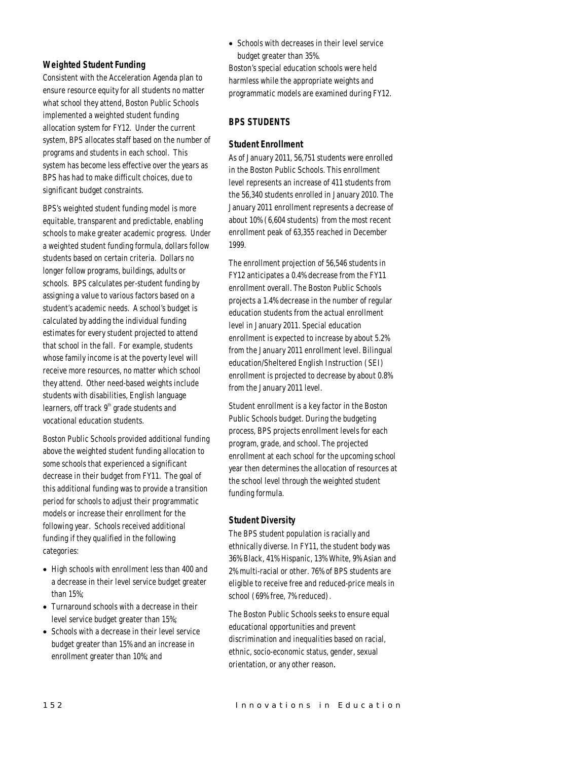### Weighted Student Funding

Consistent with the Acceleration Agenda plan to ensure resource equity for all students no matter what school they attend, Boston Public Schools implemented a weighted student funding allocation system for FY12. Under the current system, BPS allocates staff based on the number of programs and students in each school. This system has become less effective over the years as BPS has had to make difficult choices, due to significant budget constraints.

BPS's weighted student funding model is more equitable, transparent and predictable, enabling schools to make greater academic progress. Under a weighted student funding formula, dollars follow students based on certain criteria. Dollars no longer follow programs, buildings, adults or schools. BPS calculates per-student funding by assigning a value to various factors based on a student's academic needs. A school's budget is calculated by adding the individual funding estimates for every student projected to attend that school in the fall. For example, students whose family income is at the poverty level will receive more resources, no matter which school they attend. Other need-based weights include students with disabilities, English language learners, off track 9th grade students and vocational education students.

Boston Public Schools provided additional funding above the weighted student funding allocation to some schools that experienced a significant decrease in their budget from FY11. The goal of this additional funding was to provide a transition period for schools to adjust their programmatic models or increase their enrollment for the following year. Schools received additional funding if they qualified in the following categories:

- High schools with enrollment less than 400 and a decrease in their level service budget greater than 15%;
- Turnaround schools with a decrease in their level service budget greater than 15%;
- Schools with a decrease in their level service budget greater than 15% and an increase in enrollment greater than 10%; and
- Schools with decreases in their level service budget greater than 35%.

Boston's special education schools were held harmless while the appropriate weights and programmatic models are examined during FY12.

## BPS STUDENTS

### Student Enrollment

As of January 2011, 56,751 students were enrolled in the Boston Public Schools. This enrollment level represents an increase of 411 students from the 56,340 students enrolled in January 2010. The January 2011 enrollment represents a decrease of about 10% (6,604 students) from the most recent enrollment peak of 63,355 reached in December 1999.

The enrollment projection of 56,546 students in FY12 anticipates a 0.4% decrease from the FY11 enrollment overall. The Boston Public Schools projects a 1.4% decrease in the number of regular education students from the actual enrollment level in January 2011. Special education enrollment is expected to increase by about 5.2% from the January 2011 enrollment level. Bilingual education/Sheltered English Instruction (SEI) enrollment is projected to decrease by about 0.8% from the January 2011 level.

Student enrollment is a key factor in the Boston Public Schools budget. During the budgeting process, BPS projects enrollment levels for each program, grade, and school. The projected enrollment at each school for the upcoming school year then determines the allocation of resources at the school level through the weighted student funding formula.

### Student Diversity

The BPS student population is racially and ethnically diverse. In FY11, the student body was 36% Black, 41% Hispanic, 13% White, 9% Asian and 2% multi-racial or other. 76% of BPS students are eligible to receive free and reduced-price meals in school (69% free, 7% reduced).

The Boston Public Schools seeks to ensure equal educational opportunities and prevent discrimination and inequalities based on racial, ethnic, socio-economic status, gender, sexual orientation, or any other reason.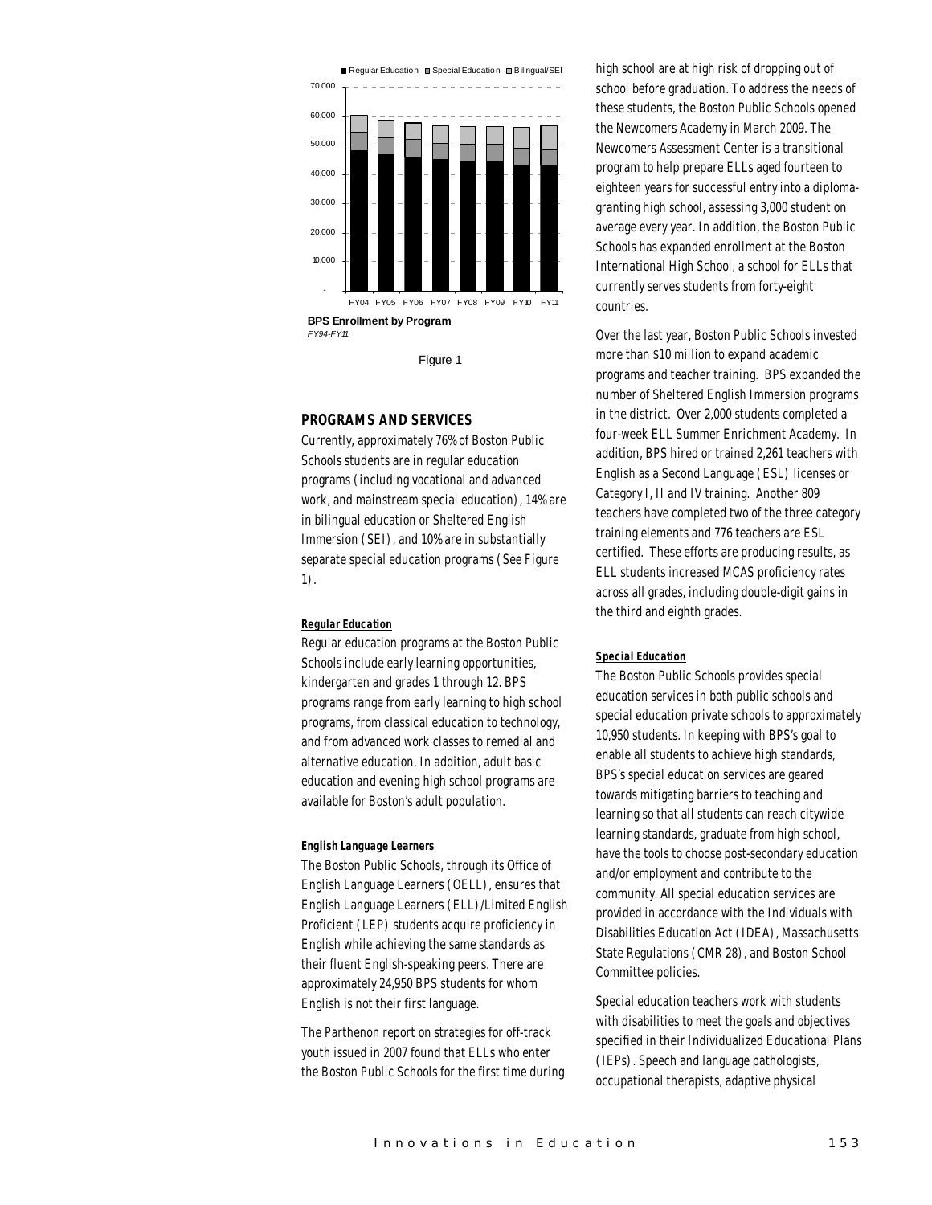■ Regular Education ■ Special Education □ Bilingual/SEI

**BPS Enrollment by Program**
*FY94-FY11*

Figure 1

## PROGRAMS AND SERVICES

Currently, approximately 76% of Boston Public Schools students are in regular education programs (including vocational and advanced work, and mainstream special education), 14% are in bilingual education or Sheltered English Immersion (SEI), and 10% are in substantially separate special education programs (See Figure 1).

### Regular Education

Regular education programs at the Boston Public Schools include early learning opportunities, kindergarten and grades 1 through 12. BPS programs range from early learning to high school programs, from classical education to technology, and from advanced work classes to remedial and alternative education. In addition, adult basic education and evening high school programs are available for Boston's adult population.

### English Language Learners

The Boston Public Schools, through its Office of English Language Learners (OELL), ensures that English Language Learners (ELL)/Limited English Proficient (LEP) students acquire proficiency in English while achieving the same standards as their fluent English-speaking peers. There are approximately 24,950 BPS students for whom English is not their first language.

The Parthenon report on strategies for off-track youth issued in 2007 found that ELLs who enter the Boston Public Schools for the first time during high school are at high risk of dropping out of school before graduation. To address the needs of these students, the Boston Public Schools opened the Newcomers Academy in March 2009. The Newcomers Assessment Center is a transitional program to help prepare ELLs aged fourteen to eighteen years for successful entry into a diploma-granting high school, assessing 3,000 student on average every year. In addition, the Boston Public Schools has expanded enrollment at the Boston International High School, a school for ELLs that currently serves students from forty-eight countries.

Over the last year, Boston Public Schools invested more than $10 million to expand academic programs and teacher training. BPS expanded the number of Sheltered English Immersion programs in the district. Over 2,000 students completed a four-week ELL Summer Enrichment Academy. In addition, BPS hired or trained 2,261 teachers with English as a Second Language (ESL) licenses or Category I, II and IV training. Another 809 teachers have completed two of the three category training elements and 776 teachers are ESL certified. These efforts are producing results, as ELL students increased MCAS proficiency rates across all grades, including double-digit gains in the third and eighth grades.

### Special Education

The Boston Public Schools provides special education services in both public schools and special education private schools to approximately 10,950 students. In keeping with BPS's goal to enable all students to achieve high standards, BPS's special education services are geared towards mitigating barriers to teaching and learning so that all students can reach citywide learning standards, graduate from high school, have the tools to choose post-secondary education and/or employment and contribute to the community. All special education services are provided in accordance with the Individuals with Disabilities Education Act (IDEA), Massachusetts State Regulations (CMR 28), and Boston School Committee policies.

Special education teachers work with students with disabilities to meet the goals and objectives specified in their Individualized Educational Plans (IEPs). Speech and language pathologists, occupational therapists, adaptive physical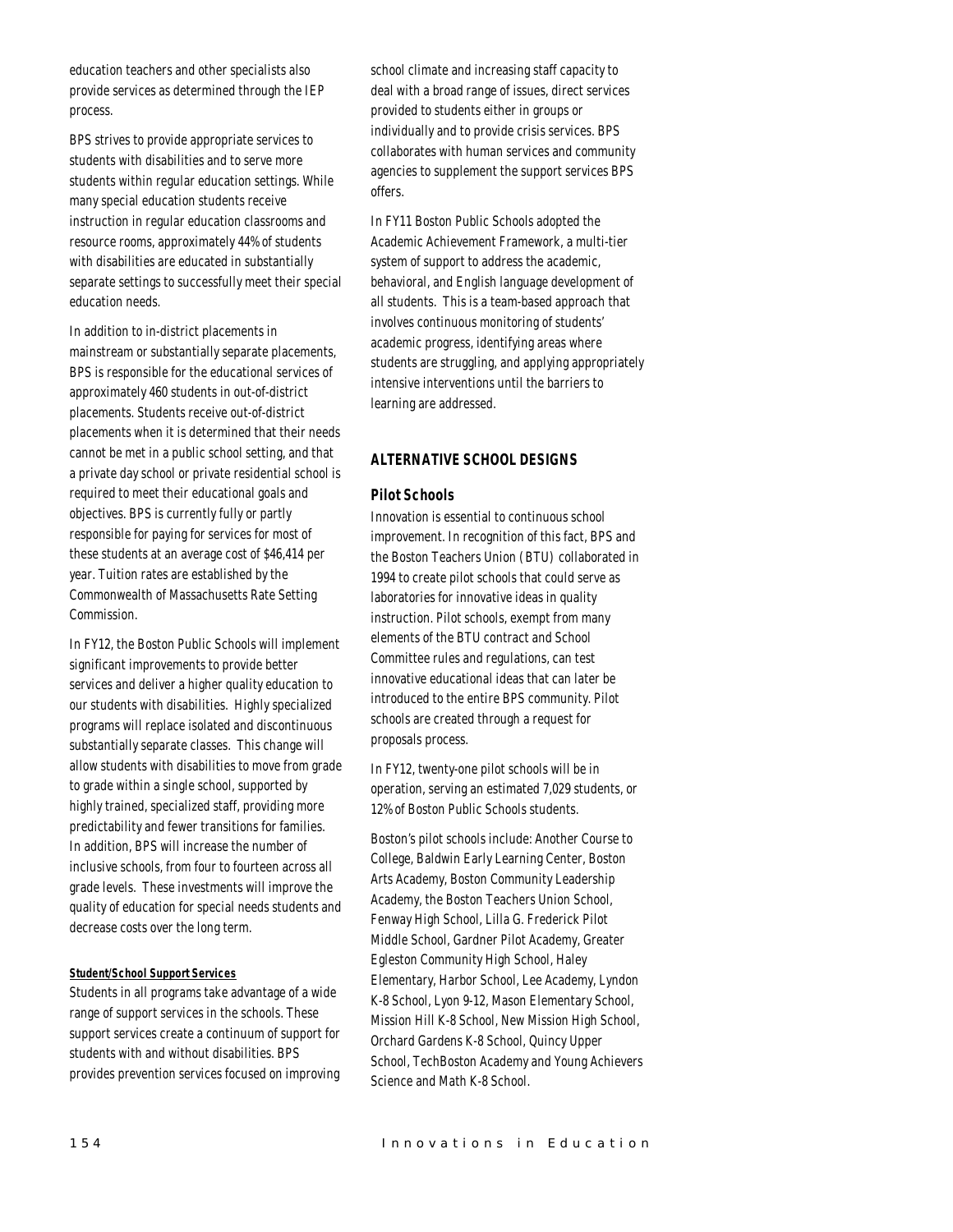education teachers and other specialists also provide services as determined through the IEP process.

BPS strives to provide appropriate services to students with disabilities and to serve more students within regular education settings. While many special education students receive instruction in regular education classrooms and resource rooms, approximately 44% of students with disabilities are educated in substantially separate settings to successfully meet their special education needs.

In addition to in-district placements in mainstream or substantially separate placements, BPS is responsible for the educational services of approximately 460 students in out-of-district placements. Students receive out-of-district placements when it is determined that their needs cannot be met in a public school setting, and that a private day school or private residential school is required to meet their educational goals and objectives. BPS is currently fully or partly responsible for paying for services for most of these students at an average cost of $46,414 per year. Tuition rates are established by the Commonwealth of Massachusetts Rate Setting Commission.

In FY12, the Boston Public Schools will implement significant improvements to provide better services and deliver a higher quality education to our students with disabilities. Highly specialized programs will replace isolated and discontinuous substantially separate classes. This change will allow students with disabilities to move from grade to grade within a single school, supported by highly trained, specialized staff, providing more predictability and fewer transitions for families. In addition, BPS will increase the number of inclusive schools, from four to fourteen across all grade levels. These investments will improve the quality of education for special needs students and decrease costs over the long term.

**Student/School Support Services**

Students in all programs take advantage of a wide range of support services in the schools. These support services create a continuum of support for students with and without disabilities. BPS provides prevention services focused on improving school climate and increasing staff capacity to deal with a broad range of issues, direct services provided to students either in groups or individually and to provide crisis services. BPS collaborates with human services and community agencies to supplement the support services BPS offers.

In FY11 Boston Public Schools adopted the Academic Achievement Framework, a multi-tier system of support to address the academic, behavioral, and English language development of all students. This is a team-based approach that involves continuous monitoring of students' academic progress, identifying areas where students are struggling, and applying appropriately intensive interventions until the barriers to learning are addressed.

## ALTERNATIVE SCHOOL DESIGNS

### Pilot Schools

Innovation is essential to continuous school improvement. In recognition of this fact, BPS and the Boston Teachers Union (BTU) collaborated in 1994 to create pilot schools that could serve as laboratories for innovative ideas in quality instruction. Pilot schools, exempt from many elements of the BTU contract and School Committee rules and regulations, can test innovative educational ideas that can later be introduced to the entire BPS community. Pilot schools are created through a request for proposals process.

In FY12, twenty-one pilot schools will be in operation, serving an estimated 7,029 students, or 12% of Boston Public Schools students.

Boston's pilot schools include: Another Course to College, Baldwin Early Learning Center, Boston Arts Academy, Boston Community Leadership Academy, the Boston Teachers Union School, Fenway High School, Lilla G. Frederick Pilot Middle School, Gardner Pilot Academy, Greater Egleston Community High School, Haley Elementary, Harbor School, Lee Academy, Lyndon K-8 School, Lyon 9-12, Mason Elementary School, Mission Hill K-8 School, New Mission High School, Orchard Gardens K-8 School, Quincy Upper School, TechBoston Academy and Young Achievers Science and Math K-8 School.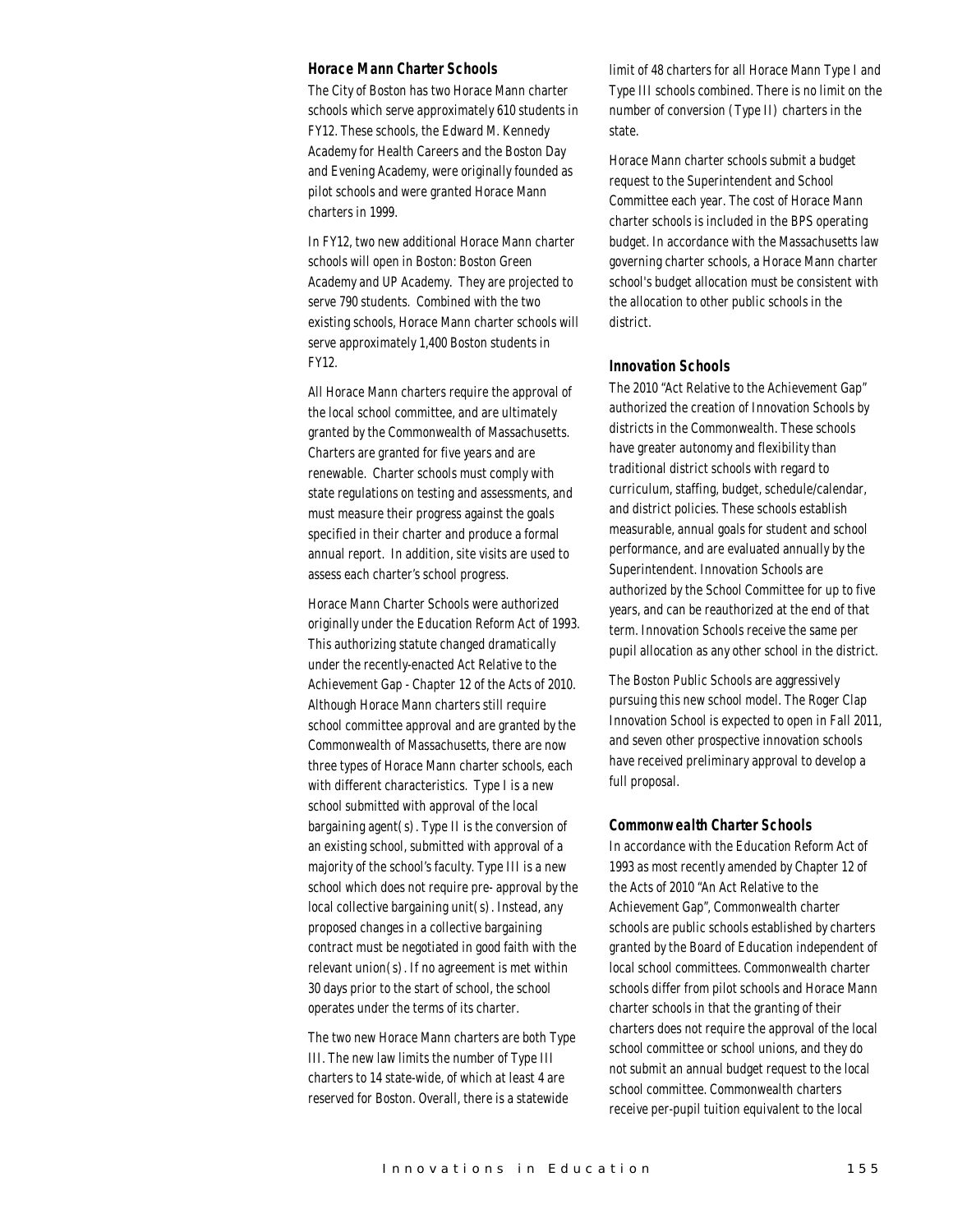### Horace Mann Charter Schools

The City of Boston has two Horace Mann charter schools which serve approximately 610 students in FY12. These schools, the Edward M. Kennedy Academy for Health Careers and the Boston Day and Evening Academy, were originally founded as pilot schools and were granted Horace Mann charters in 1999.

In FY12, two new additional Horace Mann charter schools will open in Boston: Boston Green Academy and UP Academy. They are projected to serve 790 students. Combined with the two existing schools, Horace Mann charter schools will serve approximately 1,400 Boston students in FY12.

All Horace Mann charters require the approval of the local school committee, and are ultimately granted by the Commonwealth of Massachusetts. Charters are granted for five years and are renewable. Charter schools must comply with state regulations on testing and assessments, and must measure their progress against the goals specified in their charter and produce a formal annual report. In addition, site visits are used to assess each charter's school progress.

Horace Mann Charter Schools were authorized originally under the Education Reform Act of 1993. This authorizing statute changed dramatically under the recently-enacted Act Relative to the Achievement Gap - Chapter 12 of the Acts of 2010. Although Horace Mann charters still require school committee approval and are granted by the Commonwealth of Massachusetts, there are now three types of Horace Mann charter schools, each with different characteristics. Type I is a new school submitted with approval of the local bargaining agent(s). Type II is the conversion of an existing school, submitted with approval of a majority of the school's faculty. Type III is a new school which does not require pre- approval by the local collective bargaining unit(s). Instead, any proposed changes in a collective bargaining contract must be negotiated in good faith with the relevant union(s). If no agreement is met within 30 days prior to the start of school, the school operates under the terms of its charter.

The two new Horace Mann charters are both Type III. The new law limits the number of Type III charters to 14 state-wide, of which at least 4 are reserved for Boston. Overall, there is a statewide limit of 48 charters for all Horace Mann Type I and Type III schools combined. There is no limit on the number of conversion (Type II) charters in the state.

Horace Mann charter schools submit a budget request to the Superintendent and School Committee each year. The cost of Horace Mann charter schools is included in the BPS operating budget. In accordance with the Massachusetts law governing charter schools, a Horace Mann charter school's budget allocation must be consistent with the allocation to other public schools in the district.

### Innovation Schools

The 2010 "Act Relative to the Achievement Gap" authorized the creation of Innovation Schools by districts in the Commonwealth. These schools have greater autonomy and flexibility than traditional district schools with regard to curriculum, staffing, budget, schedule/calendar, and district policies. These schools establish measurable, annual goals for student and school performance, and are evaluated annually by the Superintendent. Innovation Schools are authorized by the School Committee for up to five years, and can be reauthorized at the end of that term. Innovation Schools receive the same per pupil allocation as any other school in the district.

The Boston Public Schools are aggressively pursuing this new school model. The Roger Clap Innovation School is expected to open in Fall 2011, and seven other prospective innovation schools have received preliminary approval to develop a full proposal.

### Commonwealth Charter Schools

In accordance with the Education Reform Act of 1993 as most recently amended by Chapter 12 of the Acts of 2010 "An Act Relative to the Achievement Gap", Commonwealth charter schools are public schools established by charters granted by the Board of Education independent of local school committees. Commonwealth charter schools differ from pilot schools and Horace Mann charter schools in that the granting of their charters does not require the approval of the local school committee or school unions, and they do not submit an annual budget request to the local school committee. Commonwealth charters receive per-pupil tuition equivalent to the local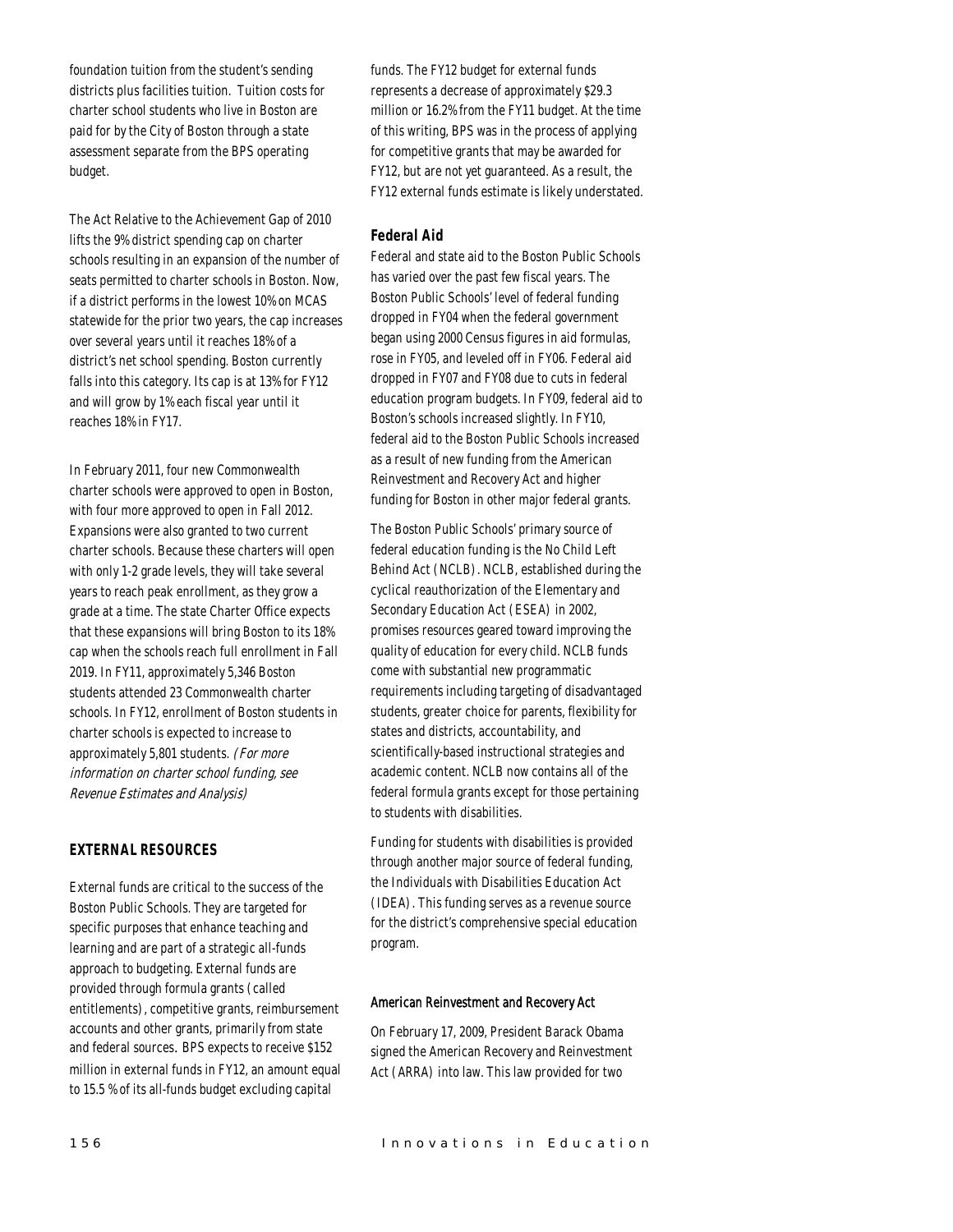foundation tuition from the student's sending districts plus facilities tuition. Tuition costs for charter school students who live in Boston are paid for by the City of Boston through a state assessment separate from the BPS operating budget.

The Act Relative to the Achievement Gap of 2010 lifts the 9% district spending cap on charter schools resulting in an expansion of the number of seats permitted to charter schools in Boston. Now, if a district performs in the lowest 10% on MCAS statewide for the prior two years, the cap increases over several years until it reaches 18% of a district's net school spending. Boston currently falls into this category. Its cap is at 13% for FY12 and will grow by 1% each fiscal year until it reaches 18% in FY17.

In February 2011, four new Commonwealth charter schools were approved to open in Boston, with four more approved to open in Fall 2012. Expansions were also granted to two current charter schools. Because these charters will open with only 1-2 grade levels, they will take several years to reach peak enrollment, as they grow a grade at a time. The state Charter Office expects that these expansions will bring Boston to its 18% cap when the schools reach full enrollment in Fall 2019. In FY11, approximately 5,346 Boston students attended 23 Commonwealth charter schools. In FY12, enrollment of Boston students in charter schools is expected to increase to approximately 5,801 students. *(For more information on charter school funding, see Revenue Estimates and Analysis)*

## EXTERNAL RESOURCES

External funds are critical to the success of the Boston Public Schools. They are targeted for specific purposes that enhance teaching and learning and are part of a strategic all-funds approach to budgeting. External funds are provided through formula grants (called entitlements), competitive grants, reimbursement accounts and other grants, primarily from state and federal sources. BPS expects to receive $152 million in external funds in FY12, an amount equal to 15.5 % of its all-funds budget excluding capital funds. The FY12 budget for external funds represents a decrease of approximately $29.3 million or 16.2% from the FY11 budget. At the time of this writing, BPS was in the process of applying for competitive grants that may be awarded for FY12, but are not yet guaranteed. As a result, the FY12 external funds estimate is likely understated.

### Federal Aid

Federal and state aid to the Boston Public Schools has varied over the past few fiscal years. The Boston Public Schools' level of federal funding dropped in FY04 when the federal government began using 2000 Census figures in aid formulas, rose in FY05, and leveled off in FY06. Federal aid dropped in FY07 and FY08 due to cuts in federal education program budgets. In FY09, federal aid to Boston's schools increased slightly. In FY10, federal aid to the Boston Public Schools increased as a result of new funding from the American Reinvestment and Recovery Act and higher funding for Boston in other major federal grants.

The Boston Public Schools' primary source of federal education funding is the No Child Left Behind Act (NCLB). NCLB, established during the cyclical reauthorization of the Elementary and Secondary Education Act (ESEA) in 2002, promises resources geared toward improving the quality of education for every child. NCLB funds come with substantial new programmatic requirements including targeting of disadvantaged students, greater choice for parents, flexibility for states and districts, accountability, and scientifically-based instructional strategies and academic content. NCLB now contains all of the federal formula grants except for those pertaining to students with disabilities.

Funding for students with disabilities is provided through another major source of federal funding, the Individuals with Disabilities Education Act (IDEA). This funding serves as a revenue source for the district's comprehensive special education program.

#### American Reinvestment and Recovery Act

On February 17, 2009, President Barack Obama signed the American Recovery and Reinvestment Act (ARRA) into law. This law provided for two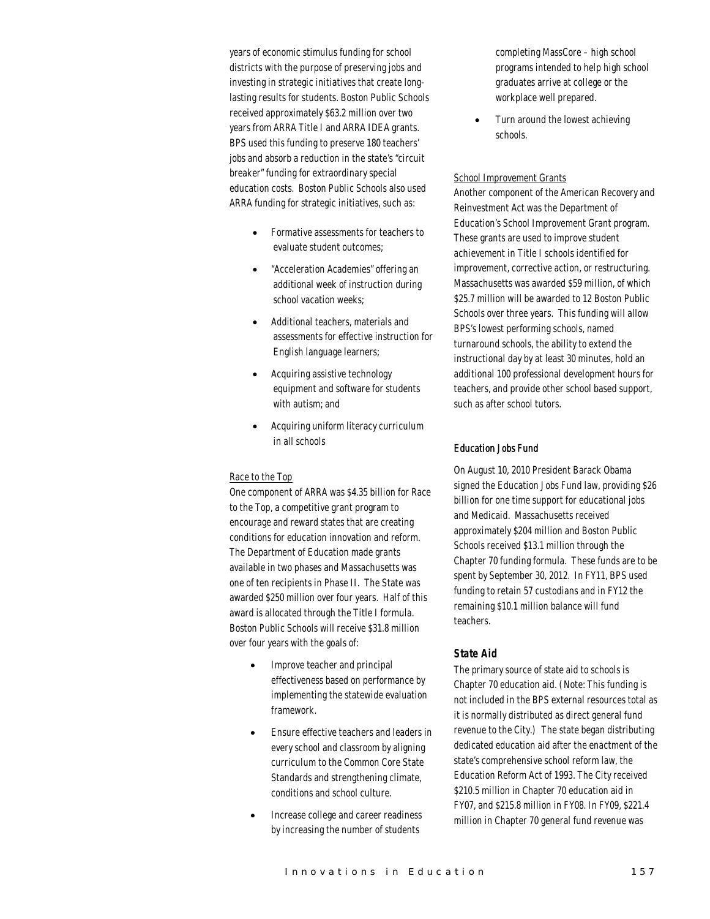years of economic stimulus funding for school districts with the purpose of preserving jobs and investing in strategic initiatives that create long-lasting results for students. Boston Public Schools received approximately $63.2 million over two years from ARRA Title I and ARRA IDEA grants. BPS used this funding to preserve 180 teachers' jobs and absorb a reduction in the state's "circuit breaker" funding for extraordinary special education costs. Boston Public Schools also used ARRA funding for strategic initiatives, such as:

- Formative assessments for teachers to evaluate student outcomes;
- "Acceleration Academies" offering an additional week of instruction during school vacation weeks;
- Additional teachers, materials and assessments for effective instruction for English language learners;
- Acquiring assistive technology equipment and software for students with autism; and
- Acquiring uniform literacy curriculum in all schools

Race to the Top

One component of ARRA was $4.35 billion for Race to the Top, a competitive grant program to encourage and reward states that are creating conditions for education innovation and reform. The Department of Education made grants available in two phases and Massachusetts was one of ten recipients in Phase II. The State was awarded $250 million over four years. Half of this award is allocated through the Title I formula. Boston Public Schools will receive $31.8 million over four years with the goals of:

- Improve teacher and principal effectiveness based on performance by implementing the statewide evaluation framework.
- Ensure effective teachers and leaders in every school and classroom by aligning curriculum to the Common Core State Standards and strengthening climate, conditions and school culture.
- Increase college and career readiness by increasing the number of students completing MassCore – high school programs intended to help high school graduates arrive at college or the workplace well prepared.
- Turn around the lowest achieving schools.

School Improvement Grants

Another component of the American Recovery and Reinvestment Act was the Department of Education's School Improvement Grant program. These grants are used to improve student achievement in Title I schools identified for improvement, corrective action, or restructuring. Massachusetts was awarded $59 million, of which $25.7 million will be awarded to 12 Boston Public Schools over three years. This funding will allow BPS's lowest performing schools, named turnaround schools, the ability to extend the instructional day by at least 30 minutes, hold an additional 100 professional development hours for teachers, and provide other school based support, such as after school tutors.

### *Education Jobs Fund*

On August 10, 2010 President Barack Obama signed the Education Jobs Fund law, providing $26 billion for one time support for educational jobs and Medicaid. Massachusetts received approximately $204 million and Boston Public Schools received $13.1 million through the Chapter 70 funding formula. These funds are to be spent by September 30, 2012. In FY11, BPS used funding to retain 57 custodians and in FY12 the remaining $10.1 million balance will fund teachers.

## *State Aid*

The primary source of state aid to schools is Chapter 70 education aid. (Note: This funding is not included in the BPS external resources total as it is normally distributed as direct general fund revenue to the City.) The state began distributing dedicated education aid after the enactment of the state's comprehensive school reform law, the Education Reform Act of 1993. The City received $210.5 million in Chapter 70 education aid in FY07, and $215.8 million in FY08. In FY09, $221.4 million in Chapter 70 general fund revenue was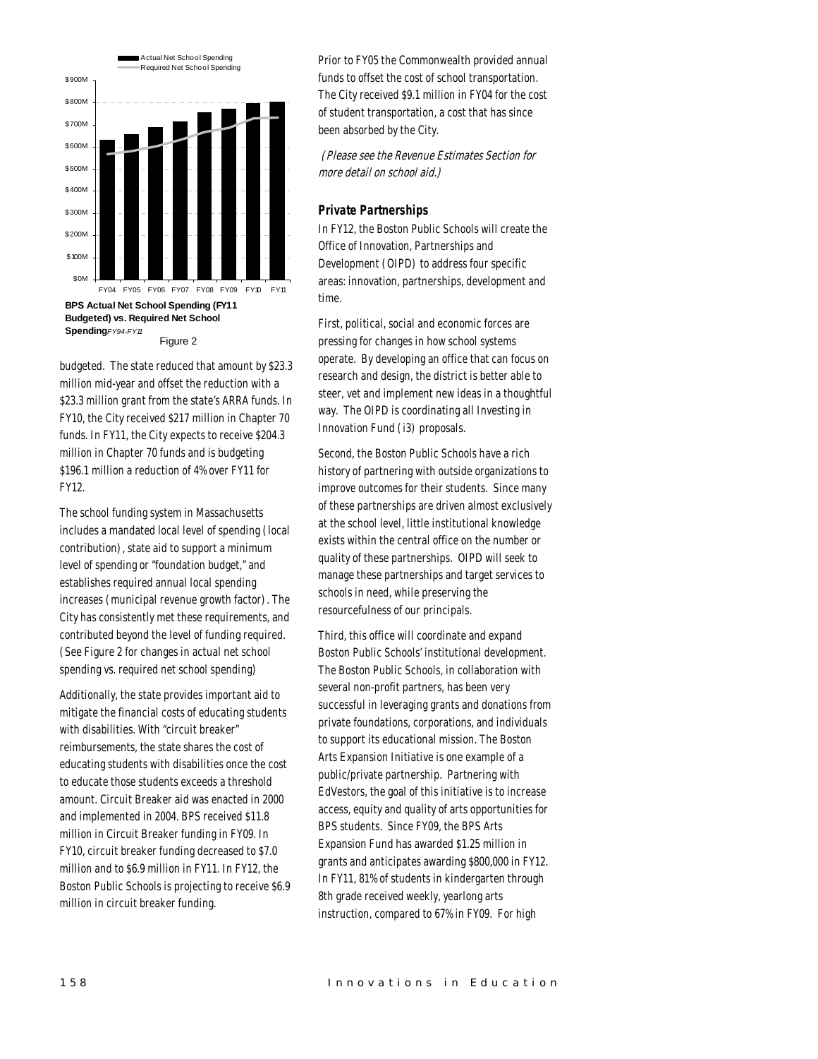BPS Actual Net School Spending (FY11 Budgeted) vs. Required Net School Spending *FY94-FY11*

Figure 2

budgeted. The state reduced that amount by $23.3 million mid-year and offset the reduction with a $23.3 million grant from the state's ARRA funds. In FY10, the City received $217 million in Chapter 70 funds. In FY11, the City expects to receive $204.3 million in Chapter 70 funds and is budgeting $196.1 million a reduction of 4% over FY11 for FY12.

The school funding system in Massachusetts includes a mandated local level of spending (local contribution), state aid to support a minimum level of spending or "foundation budget," and establishes required annual local spending increases (municipal revenue growth factor). The City has consistently met these requirements, and contributed beyond the level of funding required. (See Figure 2 for changes in actual net school spending vs. required net school spending)

Additionally, the state provides important aid to mitigate the financial costs of educating students with disabilities. With "circuit breaker" reimbursements, the state shares the cost of educating students with disabilities once the cost to educate those students exceeds a threshold amount. Circuit Breaker aid was enacted in 2000 and implemented in 2004. BPS received $11.8 million in Circuit Breaker funding in FY09. In FY10, circuit breaker funding decreased to $7.0 million and to $6.9 million in FY11. In FY12, the Boston Public Schools is projecting to receive $6.9 million in circuit breaker funding.

Prior to FY05 the Commonwealth provided annual funds to offset the cost of school transportation. The City received $9.1 million in FY04 for the cost of student transportation, a cost that has since been absorbed by the City.

*(Please see the Revenue Estimates Section for more detail on school aid.)*

### *Private Partnerships*

In FY12, the Boston Public Schools will create the Office of Innovation, Partnerships and Development (OIPD) to address four specific areas: innovation, partnerships, development and time.

First, political, social and economic forces are pressing for changes in how school systems operate. By developing an office that can focus on research and design, the district is better able to steer, vet and implement new ideas in a thoughtful way. The OIPD is coordinating all Investing in Innovation Fund (i3) proposals.

Second, the Boston Public Schools have a rich history of partnering with outside organizations to improve outcomes for their students. Since many of these partnerships are driven almost exclusively at the school level, little institutional knowledge exists within the central office on the number or quality of these partnerships. OIPD will seek to manage these partnerships and target services to schools in need, while preserving the resourcefulness of our principals.

Third, this office will coordinate and expand Boston Public Schools' institutional development. The Boston Public Schools, in collaboration with several non-profit partners, has been very successful in leveraging grants and donations from private foundations, corporations, and individuals to support its educational mission. The Boston Arts Expansion Initiative is one example of a public/private partnership. Partnering with EdVestors, the goal of this initiative is to increase access, equity and quality of arts opportunities for BPS students. Since FY09, the BPS Arts Expansion Fund has awarded $1.25 million in grants and anticipates awarding $800,000 in FY12. In FY11, 81% of students in kindergarten through 8th grade received weekly, yearlong arts instruction, compared to 67% in FY09. For high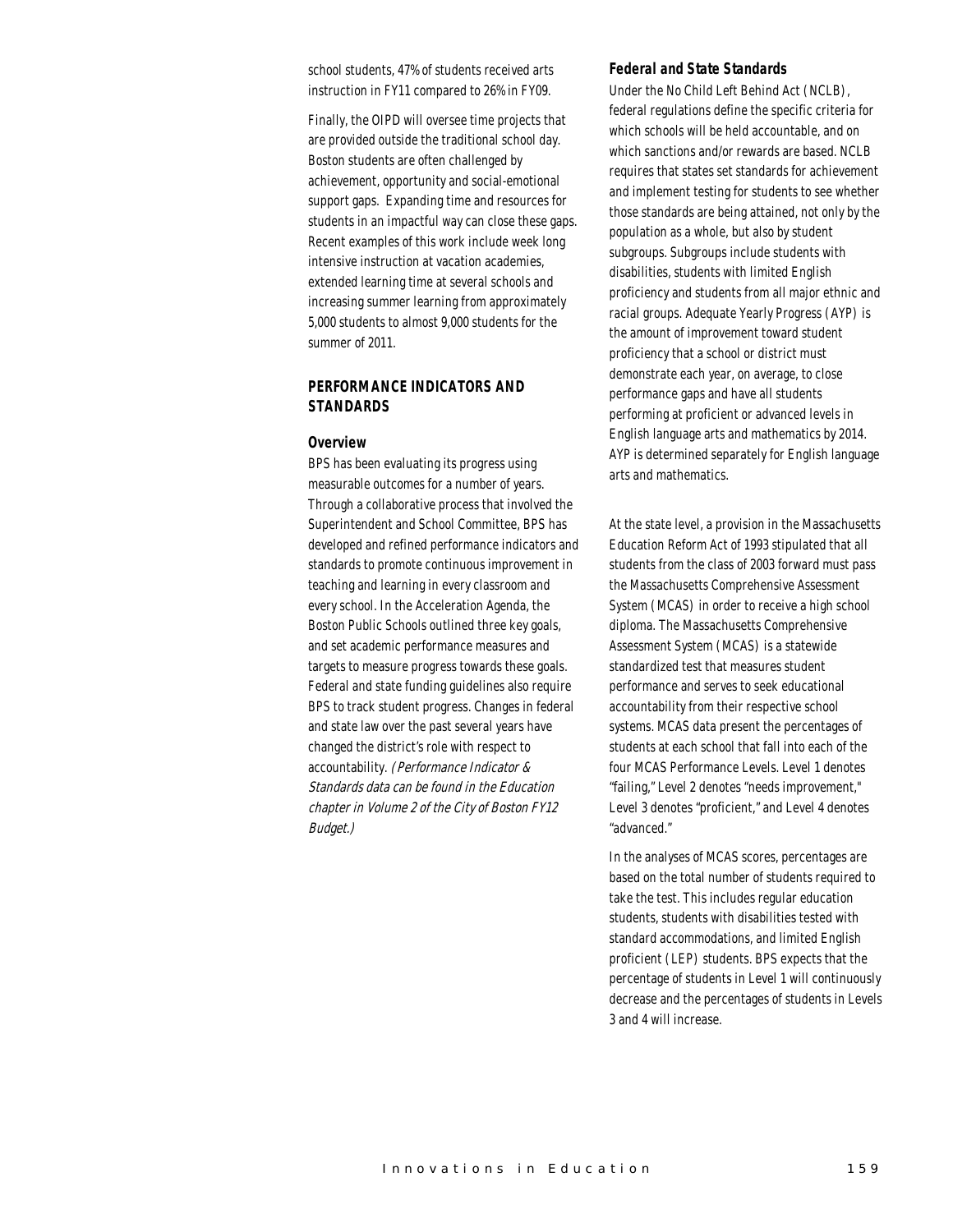school students, 47% of students received arts instruction in FY11 compared to 26% in FY09.

Finally, the OIPD will oversee time projects that are provided outside the traditional school day. Boston students are often challenged by achievement, opportunity and social-emotional support gaps. Expanding time and resources for students in an impactful way can close these gaps. Recent examples of this work include week long intensive instruction at vacation academies, extended learning time at several schools and increasing summer learning from approximately 5,000 students to almost 9,000 students for the summer of 2011.

## PERFORMANCE INDICATORS AND STANDARDS

### Overview

BPS has been evaluating its progress using measurable outcomes for a number of years. Through a collaborative process that involved the Superintendent and School Committee, BPS has developed and refined performance indicators and standards to promote continuous improvement in teaching and learning in every classroom and every school. In the Acceleration Agenda, the Boston Public Schools outlined three key goals, and set academic performance measures and targets to measure progress towards these goals. Federal and state funding guidelines also require BPS to track student progress. Changes in federal and state law over the past several years have changed the district's role with respect to accountability. *(Performance Indicator & Standards data can be found in the Education chapter in Volume 2 of the City of Boston FY12 Budget.)*

### Federal and State Standards

Under the No Child Left Behind Act (NCLB), federal regulations define the specific criteria for which schools will be held accountable, and on which sanctions and/or rewards are based. NCLB requires that states set standards for achievement and implement testing for students to see whether those standards are being attained, not only by the population as a whole, but also by student subgroups. Subgroups include students with disabilities, students with limited English proficiency and students from all major ethnic and racial groups. Adequate Yearly Progress (AYP) is the amount of improvement toward student proficiency that a school or district must demonstrate each year, on average, to close performance gaps and have all students performing at proficient or advanced levels in English language arts and mathematics by 2014. AYP is determined separately for English language arts and mathematics.

At the state level, a provision in the Massachusetts Education Reform Act of 1993 stipulated that all students from the class of 2003 forward must pass the Massachusetts Comprehensive Assessment System (MCAS) in order to receive a high school diploma. The Massachusetts Comprehensive Assessment System (MCAS) is a statewide standardized test that measures student performance and serves to seek educational accountability from their respective school systems. MCAS data present the percentages of students at each school that fall into each of the four MCAS Performance Levels. Level 1 denotes "failing," Level 2 denotes "needs improvement," Level 3 denotes "proficient," and Level 4 denotes "advanced."

In the analyses of MCAS scores, percentages are based on the total number of students required to take the test. This includes regular education students, students with disabilities tested with standard accommodations, and limited English proficient (LEP) students. BPS expects that the percentage of students in Level 1 will continuously decrease and the percentages of students in Levels 3 and 4 will increase.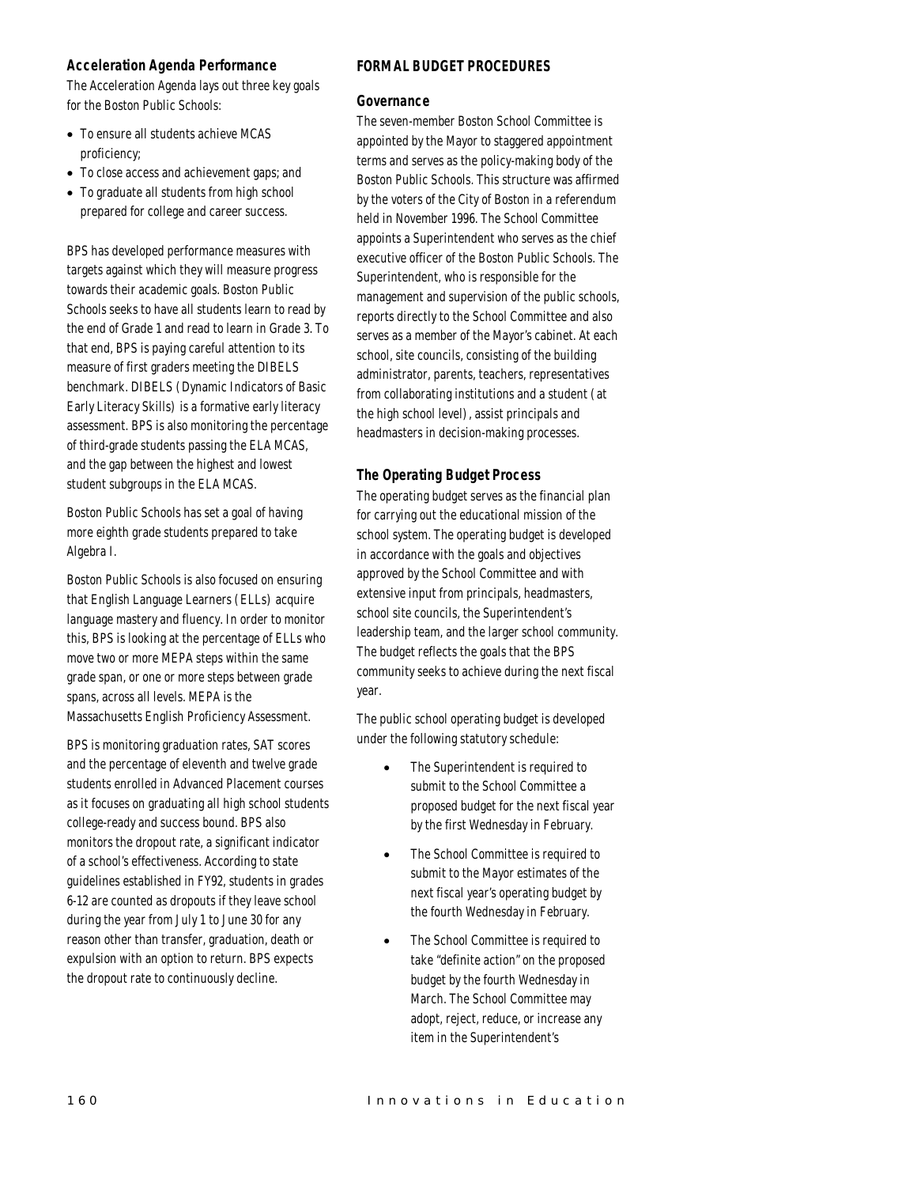### Acceleration Agenda Performance

The Acceleration Agenda lays out three key goals for the Boston Public Schools:

- To ensure all students achieve MCAS proficiency;
- To close access and achievement gaps; and
- To graduate all students from high school prepared for college and career success.

BPS has developed performance measures with targets against which they will measure progress towards their academic goals. Boston Public Schools seeks to have all students learn to read by the end of Grade 1 and read to learn in Grade 3. To that end, BPS is paying careful attention to its measure of first graders meeting the DIBELS benchmark. DIBELS (Dynamic Indicators of Basic Early Literacy Skills) is a formative early literacy assessment. BPS is also monitoring the percentage of third-grade students passing the ELA MCAS, and the gap between the highest and lowest student subgroups in the ELA MCAS.

Boston Public Schools has set a goal of having more eighth grade students prepared to take Algebra I.

Boston Public Schools is also focused on ensuring that English Language Learners (ELLs) acquire language mastery and fluency. In order to monitor this, BPS is looking at the percentage of ELLs who move two or more MEPA steps within the same grade span, or one or more steps between grade spans, across all levels. MEPA is the Massachusetts English Proficiency Assessment.

BPS is monitoring graduation rates, SAT scores and the percentage of eleventh and twelve grade students enrolled in Advanced Placement courses as it focuses on graduating all high school students college-ready and success bound. BPS also monitors the dropout rate, a significant indicator of a school's effectiveness. According to state guidelines established in FY92, students in grades 6-12 are counted as dropouts if they leave school during the year from July 1 to June 30 for any reason other than transfer, graduation, death or expulsion with an option to return. BPS expects the dropout rate to continuously decline.

## FORMAL BUDGET PROCEDURES

### Governance

The seven-member Boston School Committee is appointed by the Mayor to staggered appointment terms and serves as the policy-making body of the Boston Public Schools. This structure was affirmed by the voters of the City of Boston in a referendum held in November 1996. The School Committee appoints a Superintendent who serves as the chief executive officer of the Boston Public Schools. The Superintendent, who is responsible for the management and supervision of the public schools, reports directly to the School Committee and also serves as a member of the Mayor's cabinet. At each school, site councils, consisting of the building administrator, parents, teachers, representatives from collaborating institutions and a student (at the high school level), assist principals and headmasters in decision-making processes.

### The Operating Budget Process

The operating budget serves as the financial plan for carrying out the educational mission of the school system. The operating budget is developed in accordance with the goals and objectives approved by the School Committee and with extensive input from principals, headmasters, school site councils, the Superintendent's leadership team, and the larger school community. The budget reflects the goals that the BPS community seeks to achieve during the next fiscal year.

The public school operating budget is developed under the following statutory schedule:

- The Superintendent is required to submit to the School Committee a proposed budget for the next fiscal year by the first Wednesday in February.
- The School Committee is required to submit to the Mayor estimates of the next fiscal year's operating budget by the fourth Wednesday in February.
- The School Committee is required to take "definite action" on the proposed budget by the fourth Wednesday in March. The School Committee may adopt, reject, reduce, or increase any item in the Superintendent's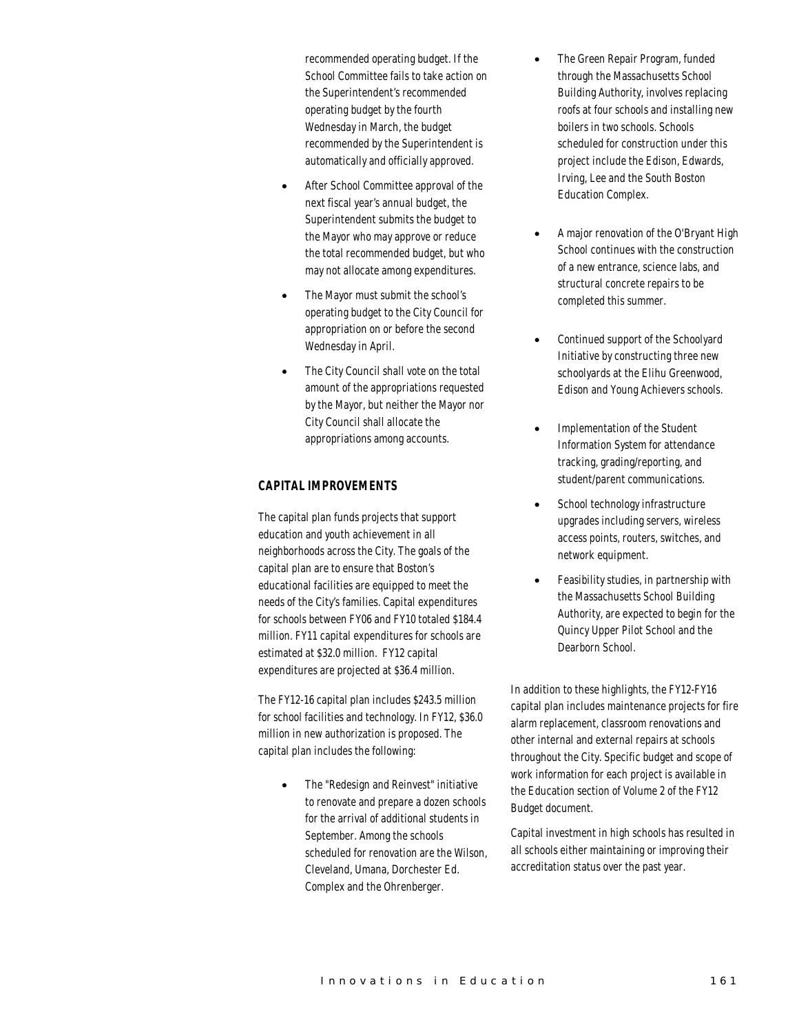recommended operating budget. If the School Committee fails to take action on the Superintendent's recommended operating budget by the fourth Wednesday in March, the budget recommended by the Superintendent is automatically and officially approved.

- After School Committee approval of the next fiscal year's annual budget, the Superintendent submits the budget to the Mayor who may approve or reduce the total recommended budget, but who may not allocate among expenditures.
- The Mayor must submit the school's operating budget to the City Council for appropriation on or before the second Wednesday in April.
- The City Council shall vote on the total amount of the appropriations requested by the Mayor, but neither the Mayor nor City Council shall allocate the appropriations among accounts.

## CAPITAL IMPROVEMENTS

The capital plan funds projects that support education and youth achievement in all neighborhoods across the City. The goals of the capital plan are to ensure that Boston's educational facilities are equipped to meet the needs of the City's families. Capital expenditures for schools between FY06 and FY10 totaled $184.4 million. FY11 capital expenditures for schools are estimated at $32.0 million. FY12 capital expenditures are projected at $36.4 million.

The FY12-16 capital plan includes $243.5 million for school facilities and technology. In FY12, $36.0 million in new authorization is proposed. The capital plan includes the following:

- The "Redesign and Reinvest" initiative to renovate and prepare a dozen schools for the arrival of additional students in September. Among the schools scheduled for renovation are the Wilson, Cleveland, Umana, Dorchester Ed. Complex and the Ohrenberger.
- The Green Repair Program, funded through the Massachusetts School Building Authority, involves replacing roofs at four schools and installing new boilers in two schools. Schools scheduled for construction under this project include the Edison, Edwards, Irving, Lee and the South Boston Education Complex.
- A major renovation of the O'Bryant High School continues with the construction of a new entrance, science labs, and structural concrete repairs to be completed this summer.
- Continued support of the Schoolyard Initiative by constructing three new schoolyards at the Elihu Greenwood, Edison and Young Achievers schools.
- Implementation of the Student Information System for attendance tracking, grading/reporting, and student/parent communications.
- School technology infrastructure upgrades including servers, wireless access points, routers, switches, and network equipment.
- Feasibility studies, in partnership with the Massachusetts School Building Authority, are expected to begin for the Quincy Upper Pilot School and the Dearborn School.

In addition to these highlights, the FY12-FY16 capital plan includes maintenance projects for fire alarm replacement, classroom renovations and other internal and external repairs at schools throughout the City. Specific budget and scope of work information for each project is available in the Education section of Volume 2 of the FY12 Budget document.

Capital investment in high schools has resulted in all schools either maintaining or improving their accreditation status over the past year.